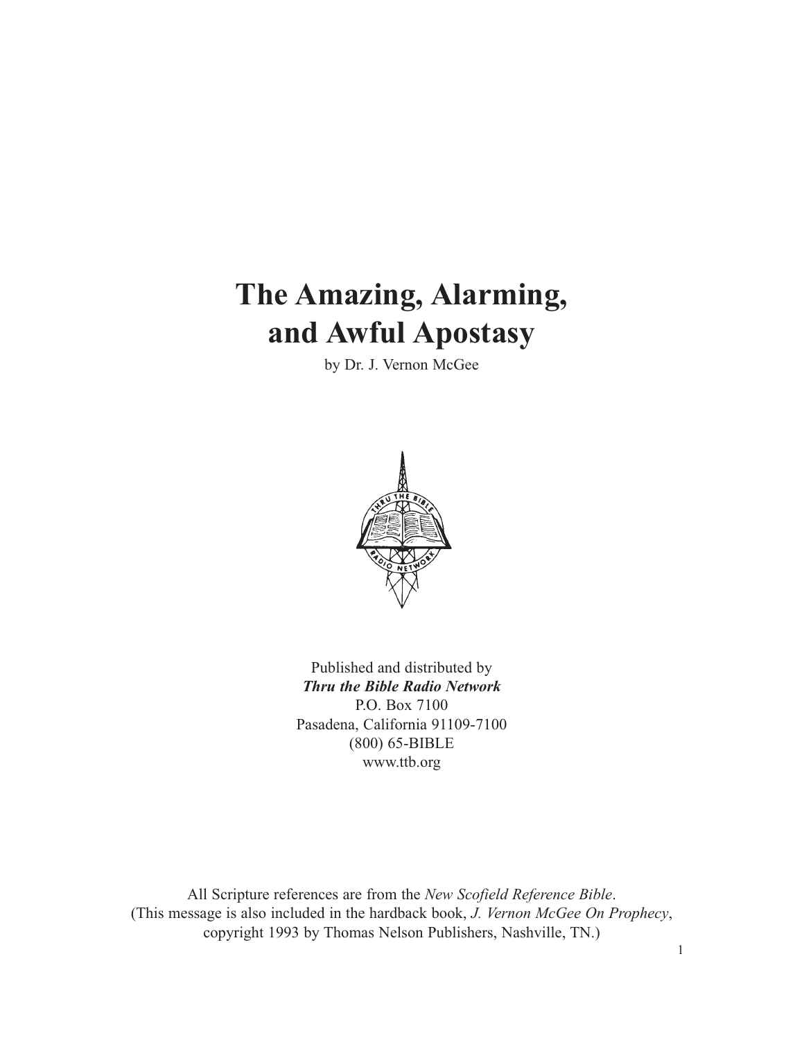# The Amazing, Alarming, and Awful Apostasy

by Dr. J. Vernon McGee

Published and distributed by
***Thru the Bible Radio Network***
P.O. Box 7100
Pasadena, California 91109-7100
(800) 65-BIBLE
www.ttb.org

All Scripture references are from the *New Scofield Reference Bible*.
(This message is also included in the hardback book, *J. Vernon McGee On Prophecy*, copyright 1993 by Thomas Nelson Publishers, Nashville, TN.)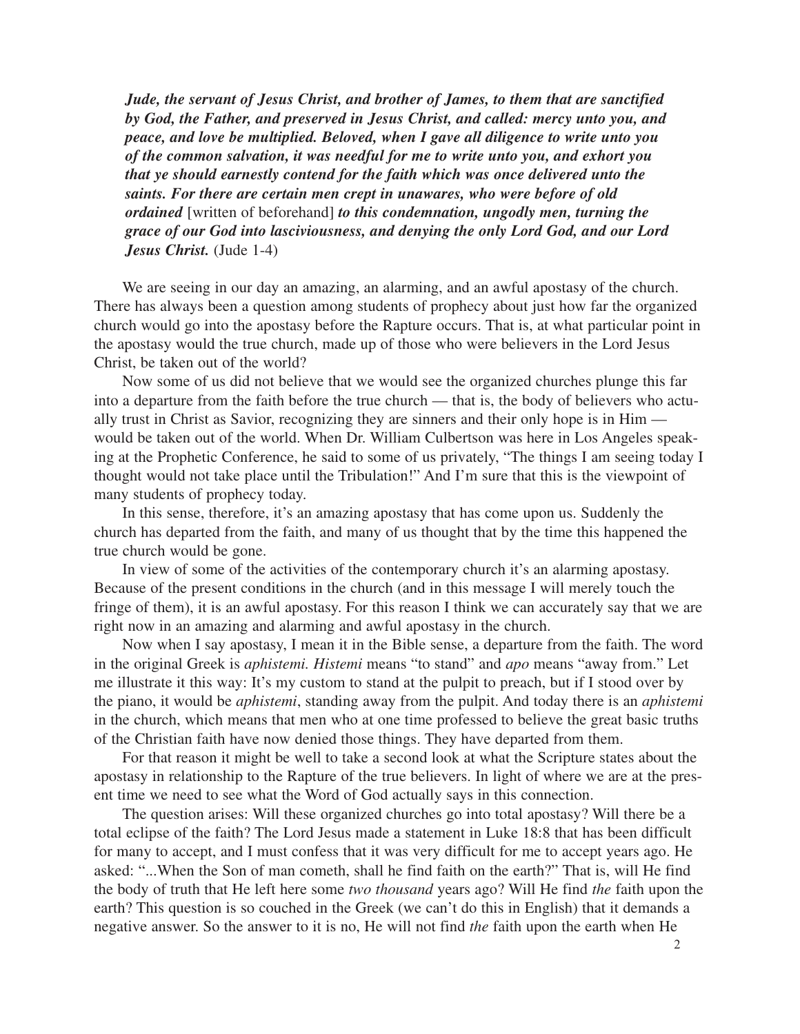***Jude, the servant of Jesus Christ, and brother of James, to them that are sanctified by God, the Father, and preserved in Jesus Christ, and called: mercy unto you, and peace, and love be multiplied. Beloved, when I gave all diligence to write unto you of the common salvation, it was needful for me to write unto you, and exhort you that ye should earnestly contend for the faith which was once delivered unto the saints. For there are certain men crept in unawares, who were before of old ordained*** [written of beforehand] ***to this condemnation, ungodly men, turning the grace of our God into lasciviousness, and denying the only Lord God, and our Lord Jesus Christ.*** (Jude 1-4)

We are seeing in our day an amazing, an alarming, and an awful apostasy of the church. There has always been a question among students of prophecy about just how far the organized church would go into the apostasy before the Rapture occurs. That is, at what particular point in the apostasy would the true church, made up of those who were believers in the Lord Jesus Christ, be taken out of the world?

Now some of us did not believe that we would see the organized churches plunge this far into a departure from the faith before the true church — that is, the body of believers who actually trust in Christ as Savior, recognizing they are sinners and their only hope is in Him — would be taken out of the world. When Dr. William Culbertson was here in Los Angeles speaking at the Prophetic Conference, he said to some of us privately, "The things I am seeing today I thought would not take place until the Tribulation!" And I'm sure that this is the viewpoint of many students of prophecy today.

In this sense, therefore, it's an amazing apostasy that has come upon us. Suddenly the church has departed from the faith, and many of us thought that by the time this happened the true church would be gone.

In view of some of the activities of the contemporary church it's an alarming apostasy. Because of the present conditions in the church (and in this message I will merely touch the fringe of them), it is an awful apostasy. For this reason I think we can accurately say that we are right now in an amazing and alarming and awful apostasy in the church.

Now when I say apostasy, I mean it in the Bible sense, a departure from the faith. The word in the original Greek is *aphistemi. Histemi* means "to stand" and *apo* means "away from." Let me illustrate it this way: It's my custom to stand at the pulpit to preach, but if I stood over by the piano, it would be *aphistemi*, standing away from the pulpit. And today there is an *aphistemi* in the church, which means that men who at one time professed to believe the great basic truths of the Christian faith have now denied those things. They have departed from them.

For that reason it might be well to take a second look at what the Scripture states about the apostasy in relationship to the Rapture of the true believers. In light of where we are at the present time we need to see what the Word of God actually says in this connection.

The question arises: Will these organized churches go into total apostasy? Will there be a total eclipse of the faith? The Lord Jesus made a statement in Luke 18:8 that has been difficult for many to accept, and I must confess that it was very difficult for me to accept years ago. He asked: "...When the Son of man cometh, shall he find faith on the earth?" That is, will He find the body of truth that He left here some *two thousand* years ago? Will He find *the* faith upon the earth? This question is so couched in the Greek (we can't do this in English) that it demands a negative answer. So the answer to it is no, He will not find *the* faith upon the earth when He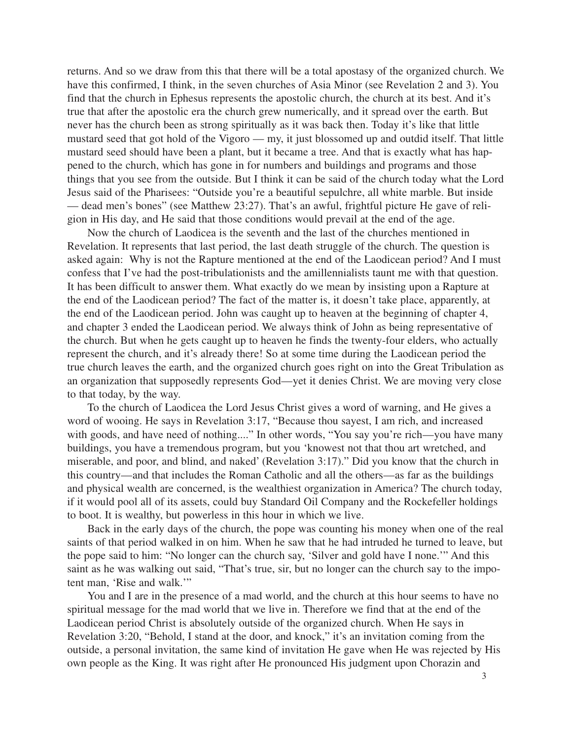returns. And so we draw from this that there will be a total apostasy of the organized church. We have this confirmed, I think, in the seven churches of Asia Minor (see Revelation 2 and 3). You find that the church in Ephesus represents the apostolic church, the church at its best. And it's true that after the apostolic era the church grew numerically, and it spread over the earth. But never has the church been as strong spiritually as it was back then. Today it's like that little mustard seed that got hold of the Vigoro — my, it just blossomed up and outdid itself. That little mustard seed should have been a plant, but it became a tree. And that is exactly what has happened to the church, which has gone in for numbers and buildings and programs and those things that you see from the outside. But I think it can be said of the church today what the Lord Jesus said of the Pharisees: "Outside you're a beautiful sepulchre, all white marble. But inside — dead men's bones" (see Matthew 23:27). That's an awful, frightful picture He gave of religion in His day, and He said that those conditions would prevail at the end of the age.

Now the church of Laodicea is the seventh and the last of the churches mentioned in Revelation. It represents that last period, the last death struggle of the church. The question is asked again: Why is not the Rapture mentioned at the end of the Laodicean period? And I must confess that I've had the post-tribulationists and the amillennialists taunt me with that question. It has been difficult to answer them. What exactly do we mean by insisting upon a Rapture at the end of the Laodicean period? The fact of the matter is, it doesn't take place, apparently, at the end of the Laodicean period. John was caught up to heaven at the beginning of chapter 4, and chapter 3 ended the Laodicean period. We always think of John as being representative of the church. But when he gets caught up to heaven he finds the twenty-four elders, who actually represent the church, and it's already there! So at some time during the Laodicean period the true church leaves the earth, and the organized church goes right on into the Great Tribulation as an organization that supposedly represents God—yet it denies Christ. We are moving very close to that today, by the way.

To the church of Laodicea the Lord Jesus Christ gives a word of warning, and He gives a word of wooing. He says in Revelation 3:17, "Because thou sayest, I am rich, and increased with goods, and have need of nothing...." In other words, "You say you're rich—you have many buildings, you have a tremendous program, but you 'knowest not that thou art wretched, and miserable, and poor, and blind, and naked' (Revelation 3:17)." Did you know that the church in this country—and that includes the Roman Catholic and all the others—as far as the buildings and physical wealth are concerned, is the wealthiest organization in America? The church today, if it would pool all of its assets, could buy Standard Oil Company and the Rockefeller holdings to boot. It is wealthy, but powerless in this hour in which we live.

Back in the early days of the church, the pope was counting his money when one of the real saints of that period walked in on him. When he saw that he had intruded he turned to leave, but the pope said to him: "No longer can the church say, 'Silver and gold have I none.'" And this saint as he was walking out said, "That's true, sir, but no longer can the church say to the impotent man, 'Rise and walk.'"

You and I are in the presence of a mad world, and the church at this hour seems to have no spiritual message for the mad world that we live in. Therefore we find that at the end of the Laodicean period Christ is absolutely outside of the organized church. When He says in Revelation 3:20, "Behold, I stand at the door, and knock," it's an invitation coming from the outside, a personal invitation, the same kind of invitation He gave when He was rejected by His own people as the King. It was right after He pronounced His judgment upon Chorazin and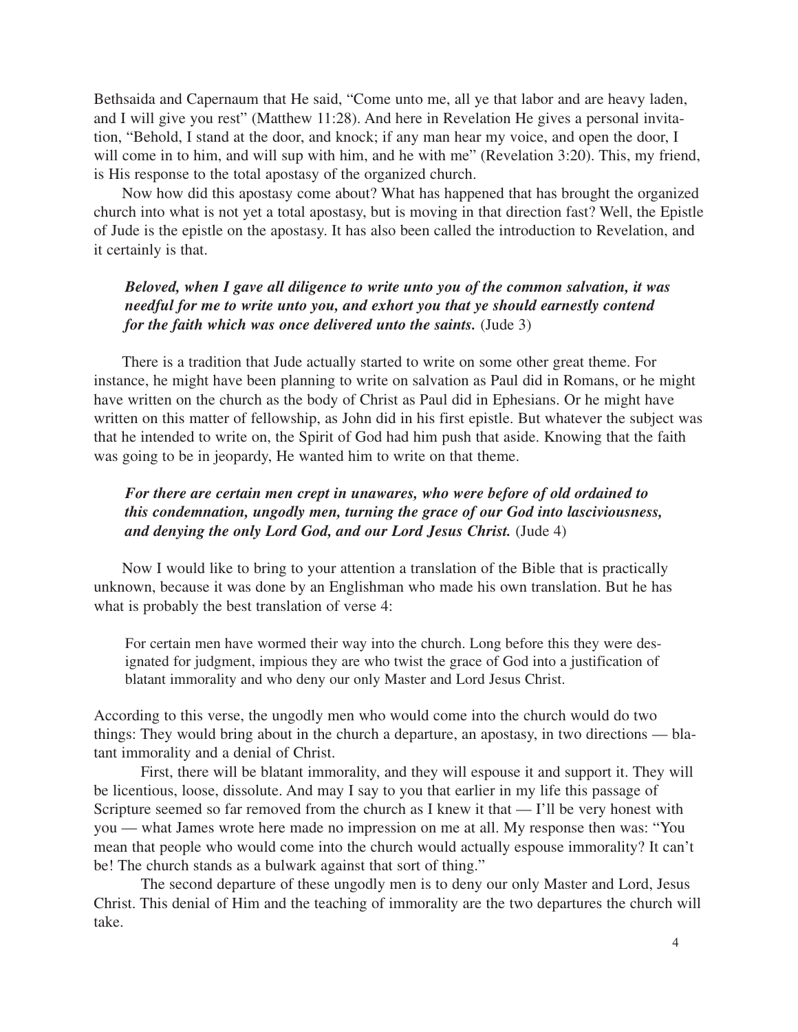Bethsaida and Capernaum that He said, "Come unto me, all ye that labor and are heavy laden, and I will give you rest" (Matthew 11:28). And here in Revelation He gives a personal invitation, "Behold, I stand at the door, and knock; if any man hear my voice, and open the door, I will come in to him, and will sup with him, and he with me" (Revelation 3:20). This, my friend, is His response to the total apostasy of the organized church.

Now how did this apostasy come about? What has happened that has brought the organized church into what is not yet a total apostasy, but is moving in that direction fast? Well, the Epistle of Jude is the epistle on the apostasy. It has also been called the introduction to Revelation, and it certainly is that.

> ***Beloved, when I gave all diligence to write unto you of the common salvation, it was needful for me to write unto you, and exhort you that ye should earnestly contend for the faith which was once delivered unto the saints.*** (Jude 3)

There is a tradition that Jude actually started to write on some other great theme. For instance, he might have been planning to write on salvation as Paul did in Romans, or he might have written on the church as the body of Christ as Paul did in Ephesians. Or he might have written on this matter of fellowship, as John did in his first epistle. But whatever the subject was that he intended to write on, the Spirit of God had him push that aside. Knowing that the faith was going to be in jeopardy, He wanted him to write on that theme.

> ***For there are certain men crept in unawares, who were before of old ordained to this condemnation, ungodly men, turning the grace of our God into lasciviousness, and denying the only Lord God, and our Lord Jesus Christ.*** (Jude 4)

Now I would like to bring to your attention a translation of the Bible that is practically unknown, because it was done by an Englishman who made his own translation. But he has what is probably the best translation of verse 4:

> For certain men have wormed their way into the church. Long before this they were designated for judgment, impious they are who twist the grace of God into a justification of blatant immorality and who deny our only Master and Lord Jesus Christ.

According to this verse, the ungodly men who would come into the church would do two things: They would bring about in the church a departure, an apostasy, in two directions — blatant immorality and a denial of Christ.

First, there will be blatant immorality, and they will espouse it and support it. They will be licentious, loose, dissolute. And may I say to you that earlier in my life this passage of Scripture seemed so far removed from the church as I knew it that — I'll be very honest with you — what James wrote here made no impression on me at all. My response then was: "You mean that people who would come into the church would actually espouse immorality? It can't be! The church stands as a bulwark against that sort of thing."

The second departure of these ungodly men is to deny our only Master and Lord, Jesus Christ. This denial of Him and the teaching of immorality are the two departures the church will take.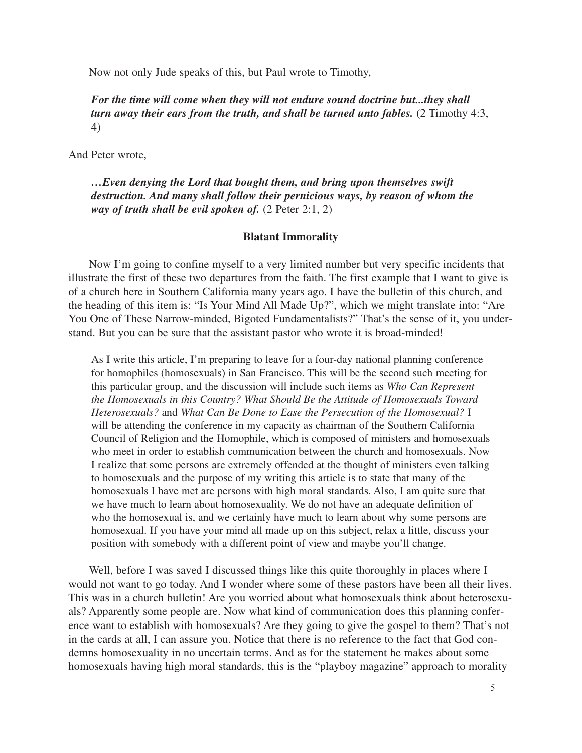Now not only Jude speaks of this, but Paul wrote to Timothy,

> ***For the time will come when they will not endure sound doctrine but...they shall turn away their ears from the truth, and shall be turned unto fables.*** (2 Timothy 4:3, 4)

And Peter wrote,

> ***…Even denying the Lord that bought them, and bring upon themselves swift destruction. And many shall follow their pernicious ways, by reason of whom the way of truth shall be evil spoken of.*** (2 Peter 2:1, 2)

### Blatant Immorality

Now I'm going to confine myself to a very limited number but very specific incidents that illustrate the first of these two departures from the faith. The first example that I want to give is of a church here in Southern California many years ago. I have the bulletin of this church, and the heading of this item is: "Is Your Mind All Made Up?", which we might translate into: "Are You One of These Narrow-minded, Bigoted Fundamentalists?" That's the sense of it, you understand. But you can be sure that the assistant pastor who wrote it is broad-minded!

> As I write this article, I'm preparing to leave for a four-day national planning conference for homophiles (homosexuals) in San Francisco. This will be the second such meeting for this particular group, and the discussion will include such items as *Who Can Represent the Homosexuals in this Country? What Should Be the Attitude of Homosexuals Toward Heterosexuals?* and *What Can Be Done to Ease the Persecution of the Homosexual?* I will be attending the conference in my capacity as chairman of the Southern California Council of Religion and the Homophile, which is composed of ministers and homosexuals who meet in order to establish communication between the church and homosexuals. Now I realize that some persons are extremely offended at the thought of ministers even talking to homosexuals and the purpose of my writing this article is to state that many of the homosexuals I have met are persons with high moral standards. Also, I am quite sure that we have much to learn about homosexuality. We do not have an adequate definition of who the homosexual is, and we certainly have much to learn about why some persons are homosexual. If you have your mind all made up on this subject, relax a little, discuss your position with somebody with a different point of view and maybe you'll change.

Well, before I was saved I discussed things like this quite thoroughly in places where I would not want to go today. And I wonder where some of these pastors have been all their lives. This was in a church bulletin! Are you worried about what homosexuals think about heterosexuals? Apparently some people are. Now what kind of communication does this planning conference want to establish with homosexuals? Are they going to give the gospel to them? That's not in the cards at all, I can assure you. Notice that there is no reference to the fact that God condemns homosexuality in no uncertain terms. And as for the statement he makes about some homosexuals having high moral standards, this is the "playboy magazine" approach to morality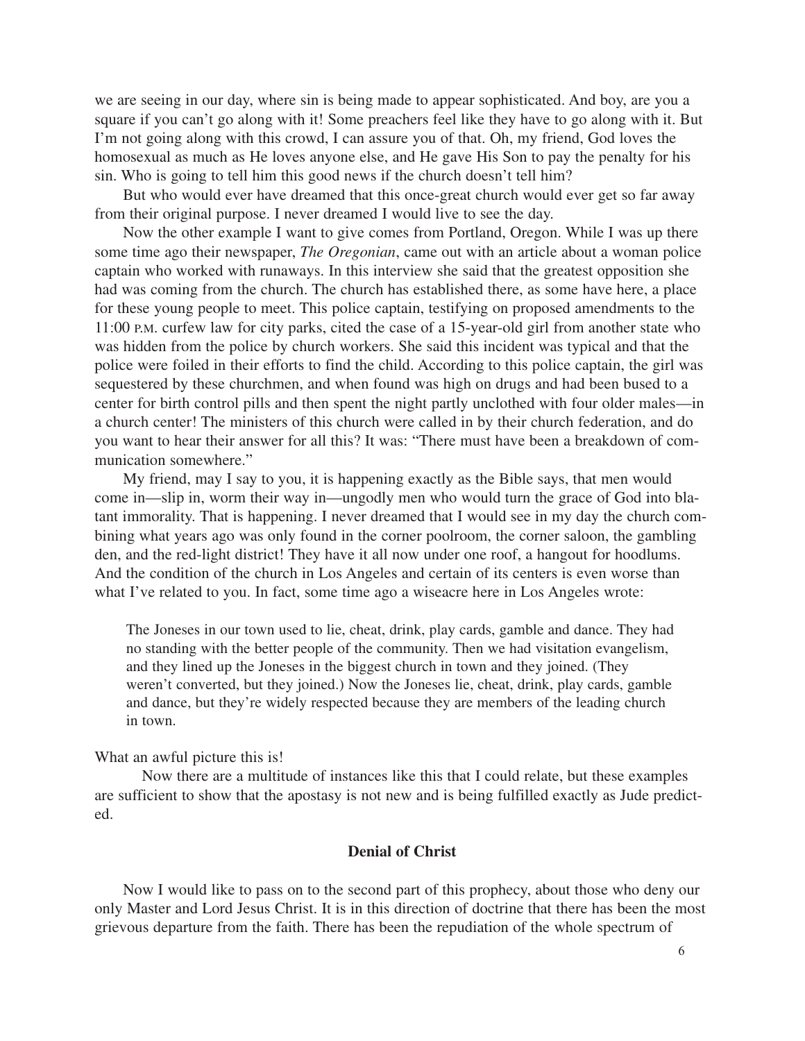we are seeing in our day, where sin is being made to appear sophisticated. And boy, are you a square if you can't go along with it! Some preachers feel like they have to go along with it. But I'm not going along with this crowd, I can assure you of that. Oh, my friend, God loves the homosexual as much as He loves anyone else, and He gave His Son to pay the penalty for his sin. Who is going to tell him this good news if the church doesn't tell him?

But who would ever have dreamed that this once-great church would ever get so far away from their original purpose. I never dreamed I would live to see the day.

Now the other example I want to give comes from Portland, Oregon. While I was up there some time ago their newspaper, *The Oregonian*, came out with an article about a woman police captain who worked with runaways. In this interview she said that the greatest opposition she had was coming from the church. The church has established there, as some have here, a place for these young people to meet. This police captain, testifying on proposed amendments to the 11:00 P.M. curfew law for city parks, cited the case of a 15-year-old girl from another state who was hidden from the police by church workers. She said this incident was typical and that the police were foiled in their efforts to find the child. According to this police captain, the girl was sequestered by these churchmen, and when found was high on drugs and had been bused to a center for birth control pills and then spent the night partly unclothed with four older males—in a church center! The ministers of this church were called in by their church federation, and do you want to hear their answer for all this? It was: "There must have been a breakdown of communication somewhere."

My friend, may I say to you, it is happening exactly as the Bible says, that men would come in—slip in, worm their way in—ungodly men who would turn the grace of God into blatant immorality. That is happening. I never dreamed that I would see in my day the church combining what years ago was only found in the corner poolroom, the corner saloon, the gambling den, and the red-light district! They have it all now under one roof, a hangout for hoodlums. And the condition of the church in Los Angeles and certain of its centers is even worse than what I've related to you. In fact, some time ago a wiseacre here in Los Angeles wrote:

> The Joneses in our town used to lie, cheat, drink, play cards, gamble and dance. They had no standing with the better people of the community. Then we had visitation evangelism, and they lined up the Joneses in the biggest church in town and they joined. (They weren't converted, but they joined.) Now the Joneses lie, cheat, drink, play cards, gamble and dance, but they're widely respected because they are members of the leading church in town.

What an awful picture this is!

Now there are a multitude of instances like this that I could relate, but these examples are sufficient to show that the apostasy is not new and is being fulfilled exactly as Jude predicted.

### Denial of Christ

Now I would like to pass on to the second part of this prophecy, about those who deny our only Master and Lord Jesus Christ. It is in this direction of doctrine that there has been the most grievous departure from the faith. There has been the repudiation of the whole spectrum of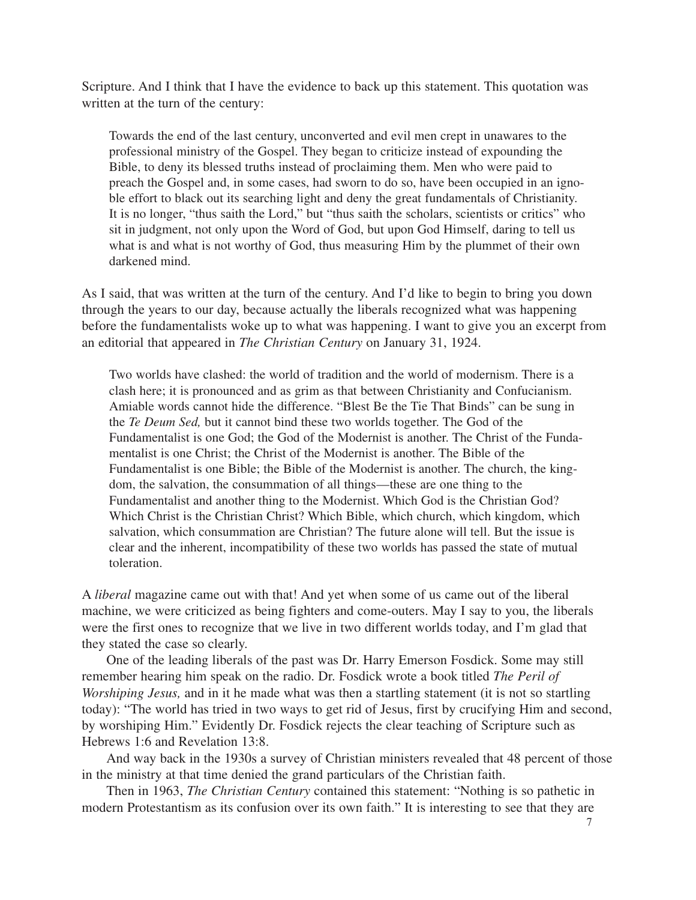Scripture. And I think that I have the evidence to back up this statement. This quotation was written at the turn of the century:

> Towards the end of the last century, unconverted and evil men crept in unawares to the professional ministry of the Gospel. They began to criticize instead of expounding the Bible, to deny its blessed truths instead of proclaiming them. Men who were paid to preach the Gospel and, in some cases, had sworn to do so, have been occupied in an ignoble effort to black out its searching light and deny the great fundamentals of Christianity. It is no longer, "thus saith the Lord," but "thus saith the scholars, scientists or critics" who sit in judgment, not only upon the Word of God, but upon God Himself, daring to tell us what is and what is not worthy of God, thus measuring Him by the plummet of their own darkened mind.

As I said, that was written at the turn of the century. And I'd like to begin to bring you down through the years to our day, because actually the liberals recognized what was happening before the fundamentalists woke up to what was happening. I want to give you an excerpt from an editorial that appeared in *The Christian Century* on January 31, 1924.

> Two worlds have clashed: the world of tradition and the world of modernism. There is a clash here; it is pronounced and as grim as that between Christianity and Confucianism. Amiable words cannot hide the difference. "Blest Be the Tie That Binds" can be sung in the *Te Deum Sed,* but it cannot bind these two worlds together. The God of the Fundamentalist is one God; the God of the Modernist is another. The Christ of the Fundamentalist is one Christ; the Christ of the Modernist is another. The Bible of the Fundamentalist is one Bible; the Bible of the Modernist is another. The church, the kingdom, the salvation, the consummation of all things—these are one thing to the Fundamentalist and another thing to the Modernist. Which God is the Christian God? Which Christ is the Christian Christ? Which Bible, which church, which kingdom, which salvation, which consummation are Christian? The future alone will tell. But the issue is clear and the inherent, incompatibility of these two worlds has passed the state of mutual toleration.

A *liberal* magazine came out with that! And yet when some of us came out of the liberal machine, we were criticized as being fighters and come-outers. May I say to you, the liberals were the first ones to recognize that we live in two different worlds today, and I'm glad that they stated the case so clearly.

One of the leading liberals of the past was Dr. Harry Emerson Fosdick. Some may still remember hearing him speak on the radio. Dr. Fosdick wrote a book titled *The Peril of Worshiping Jesus,* and in it he made what was then a startling statement (it is not so startling today): "The world has tried in two ways to get rid of Jesus, first by crucifying Him and second, by worshiping Him." Evidently Dr. Fosdick rejects the clear teaching of Scripture such as Hebrews 1:6 and Revelation 13:8.

And way back in the 1930s a survey of Christian ministers revealed that 48 percent of those in the ministry at that time denied the grand particulars of the Christian faith.

Then in 1963, *The Christian Century* contained this statement: "Nothing is so pathetic in modern Protestantism as its confusion over its own faith." It is interesting to see that they are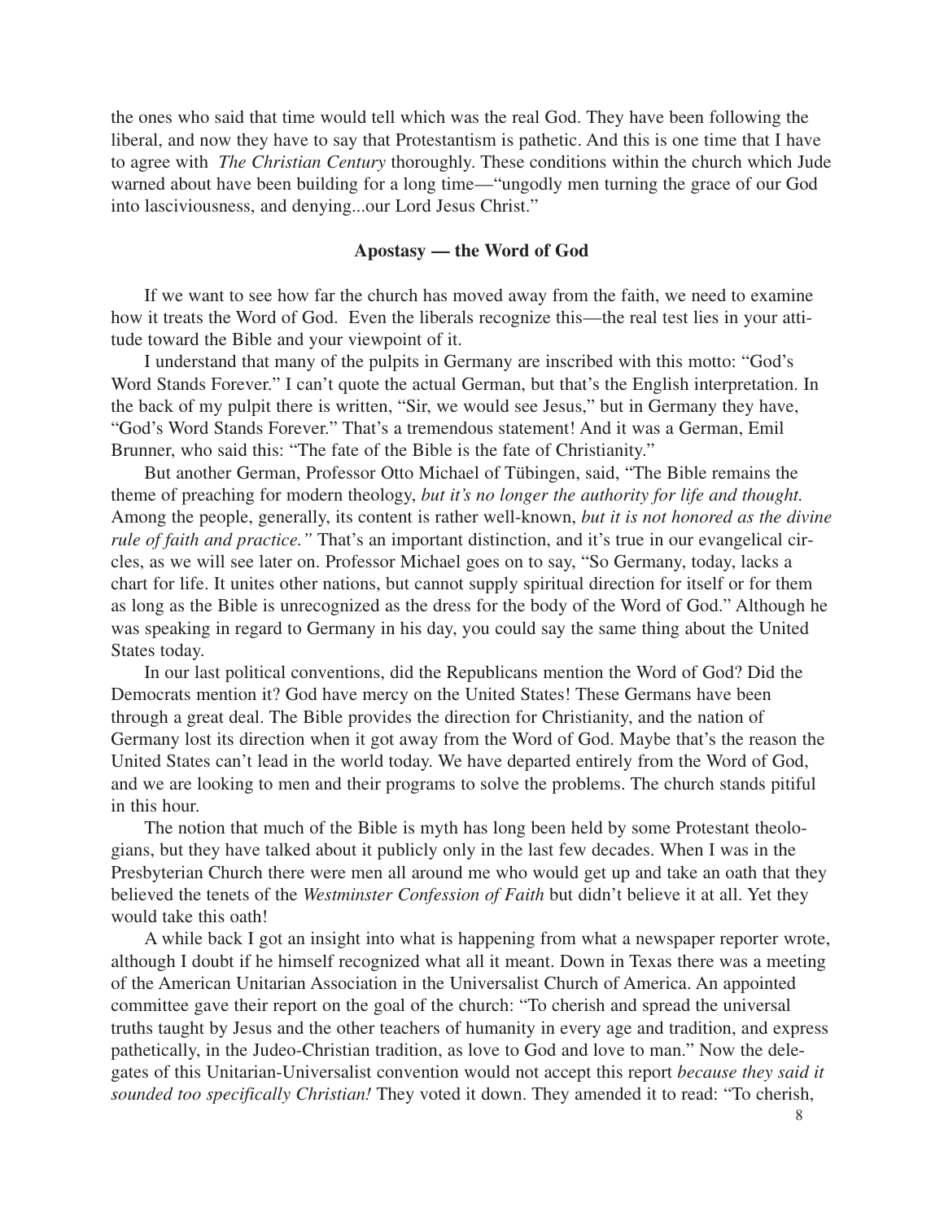the ones who said that time would tell which was the real God. They have been following the liberal, and now they have to say that Protestantism is pathetic. And this is one time that I have to agree with *The Christian Century* thoroughly. These conditions within the church which Jude warned about have been building for a long time—"ungodly men turning the grace of our God into lasciviousness, and denying...our Lord Jesus Christ."

### Apostasy — the Word of God

If we want to see how far the church has moved away from the faith, we need to examine how it treats the Word of God. Even the liberals recognize this—the real test lies in your attitude toward the Bible and your viewpoint of it.

I understand that many of the pulpits in Germany are inscribed with this motto: "God's Word Stands Forever." I can't quote the actual German, but that's the English interpretation. In the back of my pulpit there is written, "Sir, we would see Jesus," but in Germany they have, "God's Word Stands Forever." That's a tremendous statement! And it was a German, Emil Brunner, who said this: "The fate of the Bible is the fate of Christianity."

But another German, Professor Otto Michael of Tübingen, said, "The Bible remains the theme of preaching for modern theology, *but it's no longer the authority for life and thought.* Among the people, generally, its content is rather well-known, *but it is not honored as the divine rule of faith and practice."* That's an important distinction, and it's true in our evangelical circles, as we will see later on. Professor Michael goes on to say, "So Germany, today, lacks a chart for life. It unites other nations, but cannot supply spiritual direction for itself or for them as long as the Bible is unrecognized as the dress for the body of the Word of God." Although he was speaking in regard to Germany in his day, you could say the same thing about the United States today.

In our last political conventions, did the Republicans mention the Word of God? Did the Democrats mention it? God have mercy on the United States! These Germans have been through a great deal. The Bible provides the direction for Christianity, and the nation of Germany lost its direction when it got away from the Word of God. Maybe that's the reason the United States can't lead in the world today. We have departed entirely from the Word of God, and we are looking to men and their programs to solve the problems. The church stands pitiful in this hour.

The notion that much of the Bible is myth has long been held by some Protestant theologians, but they have talked about it publicly only in the last few decades. When I was in the Presbyterian Church there were men all around me who would get up and take an oath that they believed the tenets of the *Westminster Confession of Faith* but didn't believe it at all. Yet they would take this oath!

A while back I got an insight into what is happening from what a newspaper reporter wrote, although I doubt if he himself recognized what all it meant. Down in Texas there was a meeting of the American Unitarian Association in the Universalist Church of America. An appointed committee gave their report on the goal of the church: "To cherish and spread the universal truths taught by Jesus and the other teachers of humanity in every age and tradition, and express pathetically, in the Judeo-Christian tradition, as love to God and love to man." Now the delegates of this Unitarian-Universalist convention would not accept this report *because they said it sounded too specifically Christian!* They voted it down. They amended it to read: "To cherish,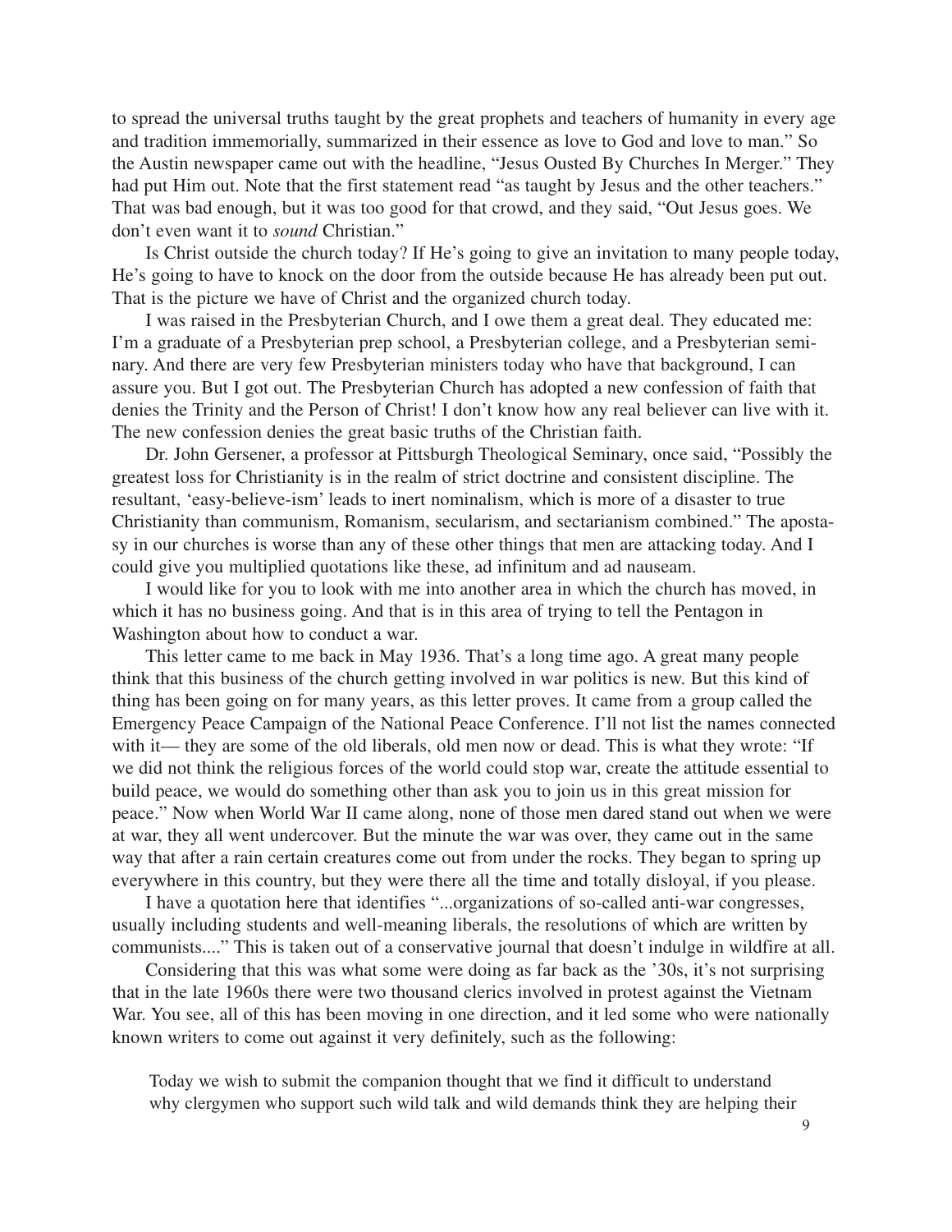to spread the universal truths taught by the great prophets and teachers of humanity in every age and tradition immemorially, summarized in their essence as love to God and love to man." So the Austin newspaper came out with the headline, "Jesus Ousted By Churches In Merger." They had put Him out. Note that the first statement read "as taught by Jesus and the other teachers." That was bad enough, but it was too good for that crowd, and they said, "Out Jesus goes. We don't even want it to *sound* Christian."

Is Christ outside the church today? If He's going to give an invitation to many people today, He's going to have to knock on the door from the outside because He has already been put out. That is the picture we have of Christ and the organized church today.

I was raised in the Presbyterian Church, and I owe them a great deal. They educated me: I'm a graduate of a Presbyterian prep school, a Presbyterian college, and a Presbyterian seminary. And there are very few Presbyterian ministers today who have that background, I can assure you. But I got out. The Presbyterian Church has adopted a new confession of faith that denies the Trinity and the Person of Christ! I don't know how any real believer can live with it. The new confession denies the great basic truths of the Christian faith.

Dr. John Gersener, a professor at Pittsburgh Theological Seminary, once said, "Possibly the greatest loss for Christianity is in the realm of strict doctrine and consistent discipline. The resultant, 'easy-believe-ism' leads to inert nominalism, which is more of a disaster to true Christianity than communism, Romanism, secularism, and sectarianism combined." The apostasy in our churches is worse than any of these other things that men are attacking today. And I could give you multiplied quotations like these, ad infinitum and ad nauseam.

I would like for you to look with me into another area in which the church has moved, in which it has no business going. And that is in this area of trying to tell the Pentagon in Washington about how to conduct a war.

This letter came to me back in May 1936. That's a long time ago. A great many people think that this business of the church getting involved in war politics is new. But this kind of thing has been going on for many years, as this letter proves. It came from a group called the Emergency Peace Campaign of the National Peace Conference. I'll not list the names connected with it— they are some of the old liberals, old men now or dead. This is what they wrote: "If we did not think the religious forces of the world could stop war, create the attitude essential to build peace, we would do something other than ask you to join us in this great mission for peace." Now when World War II came along, none of those men dared stand out when we were at war, they all went undercover. But the minute the war was over, they came out in the same way that after a rain certain creatures come out from under the rocks. They began to spring up everywhere in this country, but they were there all the time and totally disloyal, if you please.

I have a quotation here that identifies "...organizations of so-called anti-war congresses, usually including students and well-meaning liberals, the resolutions of which are written by communists...." This is taken out of a conservative journal that doesn't indulge in wildfire at all.

Considering that this was what some were doing as far back as the '30s, it's not surprising that in the late 1960s there were two thousand clerics involved in protest against the Vietnam War. You see, all of this has been moving in one direction, and it led some who were nationally known writers to come out against it very definitely, such as the following:

> Today we wish to submit the companion thought that we find it difficult to understand why clergymen who support such wild talk and wild demands think they are helping their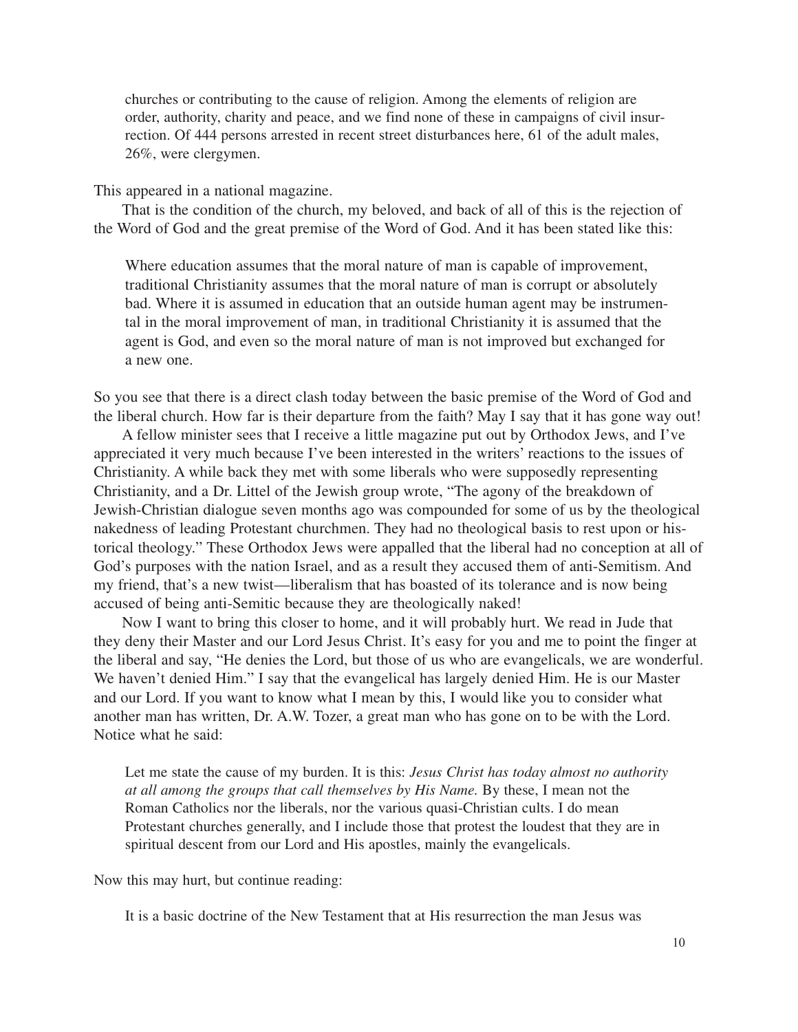> churches or contributing to the cause of religion. Among the elements of religion are order, authority, charity and peace, and we find none of these in campaigns of civil insurrection. Of 444 persons arrested in recent street disturbances here, 61 of the adult males, 26%, were clergymen.

This appeared in a national magazine.

That is the condition of the church, my beloved, and back of all of this is the rejection of the Word of God and the great premise of the Word of God. And it has been stated like this:

> Where education assumes that the moral nature of man is capable of improvement, traditional Christianity assumes that the moral nature of man is corrupt or absolutely bad. Where it is assumed in education that an outside human agent may be instrumental in the moral improvement of man, in traditional Christianity it is assumed that the agent is God, and even so the moral nature of man is not improved but exchanged for a new one.

So you see that there is a direct clash today between the basic premise of the Word of God and the liberal church. How far is their departure from the faith? May I say that it has gone way out!

A fellow minister sees that I receive a little magazine put out by Orthodox Jews, and I've appreciated it very much because I've been interested in the writers' reactions to the issues of Christianity. A while back they met with some liberals who were supposedly representing Christianity, and a Dr. Littel of the Jewish group wrote, "The agony of the breakdown of Jewish-Christian dialogue seven months ago was compounded for some of us by the theological nakedness of leading Protestant churchmen. They had no theological basis to rest upon or historical theology." These Orthodox Jews were appalled that the liberal had no conception at all of God's purposes with the nation Israel, and as a result they accused them of anti-Semitism. And my friend, that's a new twist—liberalism that has boasted of its tolerance and is now being accused of being anti-Semitic because they are theologically naked!

Now I want to bring this closer to home, and it will probably hurt. We read in Jude that they deny their Master and our Lord Jesus Christ. It's easy for you and me to point the finger at the liberal and say, "He denies the Lord, but those of us who are evangelicals, we are wonderful. We haven't denied Him." I say that the evangelical has largely denied Him. He is our Master and our Lord. If you want to know what I mean by this, I would like you to consider what another man has written, Dr. A.W. Tozer, a great man who has gone on to be with the Lord. Notice what he said:

> Let me state the cause of my burden. It is this: *Jesus Christ has today almost no authority at all among the groups that call themselves by His Name.* By these, I mean not the Roman Catholics nor the liberals, nor the various quasi-Christian cults. I do mean Protestant churches generally, and I include those that protest the loudest that they are in spiritual descent from our Lord and His apostles, mainly the evangelicals.

Now this may hurt, but continue reading:

> It is a basic doctrine of the New Testament that at His resurrection the man Jesus was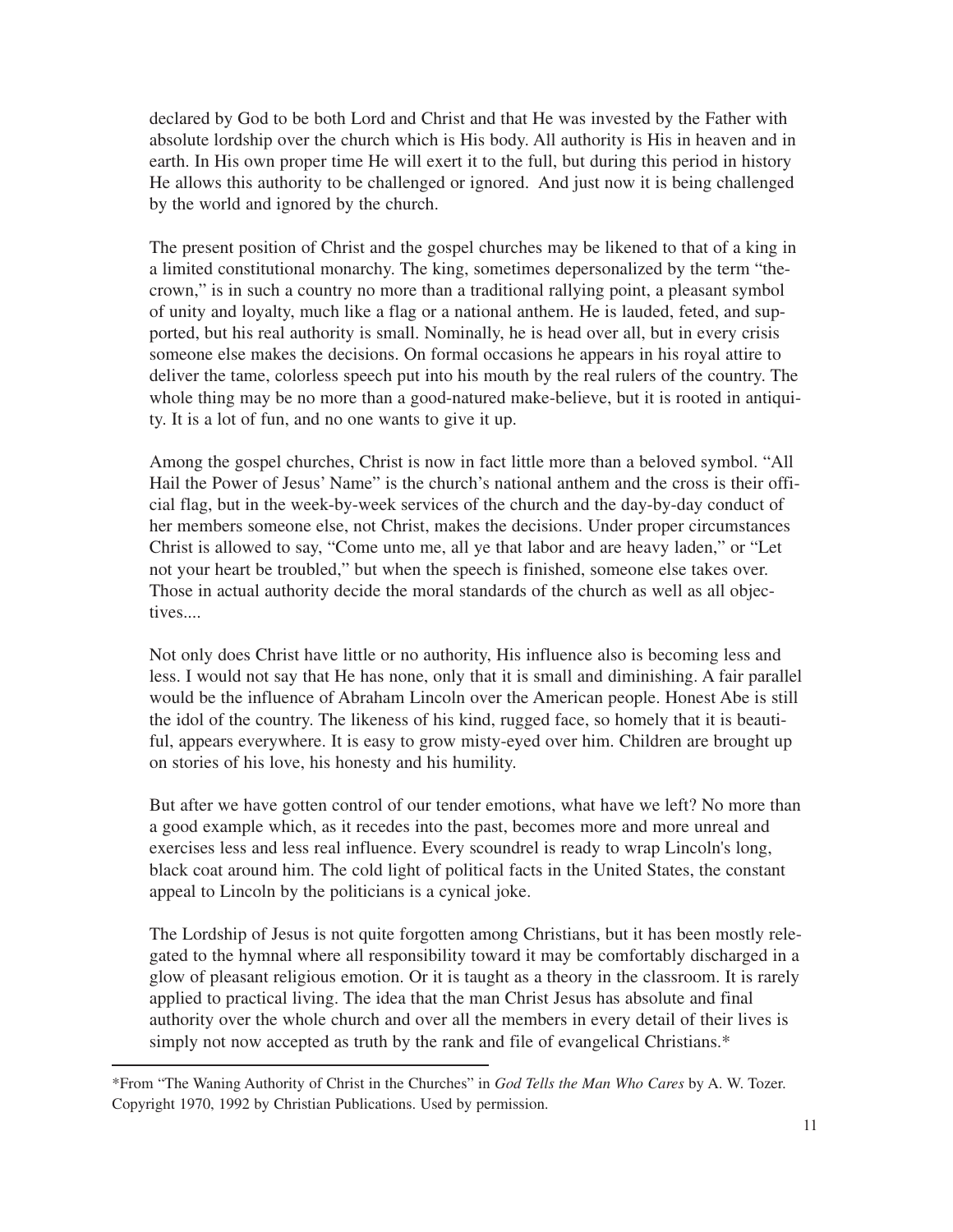declared by God to be both Lord and Christ and that He was invested by the Father with absolute lordship over the church which is His body. All authority is His in heaven and in earth. In His own proper time He will exert it to the full, but during this period in history He allows this authority to be challenged or ignored. And just now it is being challenged by the world and ignored by the church.

The present position of Christ and the gospel churches may be likened to that of a king in a limited constitutional monarchy. The king, sometimes depersonalized by the term "the-crown," is in such a country no more than a traditional rallying point, a pleasant symbol of unity and loyalty, much like a flag or a national anthem. He is lauded, feted, and supported, but his real authority is small. Nominally, he is head over all, but in every crisis someone else makes the decisions. On formal occasions he appears in his royal attire to deliver the tame, colorless speech put into his mouth by the real rulers of the country. The whole thing may be no more than a good-natured make-believe, but it is rooted in antiquity. It is a lot of fun, and no one wants to give it up.

Among the gospel churches, Christ is now in fact little more than a beloved symbol. "All Hail the Power of Jesus' Name" is the church's national anthem and the cross is their official flag, but in the week-by-week services of the church and the day-by-day conduct of her members someone else, not Christ, makes the decisions. Under proper circumstances Christ is allowed to say, "Come unto me, all ye that labor and are heavy laden," or "Let not your heart be troubled," but when the speech is finished, someone else takes over. Those in actual authority decide the moral standards of the church as well as all objectives....

Not only does Christ have little or no authority, His influence also is becoming less and less. I would not say that He has none, only that it is small and diminishing. A fair parallel would be the influence of Abraham Lincoln over the American people. Honest Abe is still the idol of the country. The likeness of his kind, rugged face, so homely that it is beautiful, appears everywhere. It is easy to grow misty-eyed over him. Children are brought up on stories of his love, his honesty and his humility.

But after we have gotten control of our tender emotions, what have we left? No more than a good example which, as it recedes into the past, becomes more and more unreal and exercises less and less real influence. Every scoundrel is ready to wrap Lincoln's long, black coat around him. The cold light of political facts in the United States, the constant appeal to Lincoln by the politicians is a cynical joke.

The Lordship of Jesus is not quite forgotten among Christians, but it has been mostly relegated to the hymnal where all responsibility toward it may be comfortably discharged in a glow of pleasant religious emotion. Or it is taught as a theory in the classroom. It is rarely applied to practical living. The idea that the man Christ Jesus has absolute and final authority over the whole church and over all the members in every detail of their lives is simply not now accepted as truth by the rank and file of evangelical Christians.*

---

*From "The Waning Authority of Christ in the Churches" in *God Tells the Man Who Cares* by A. W. Tozer. Copyright 1970, 1992 by Christian Publications. Used by permission.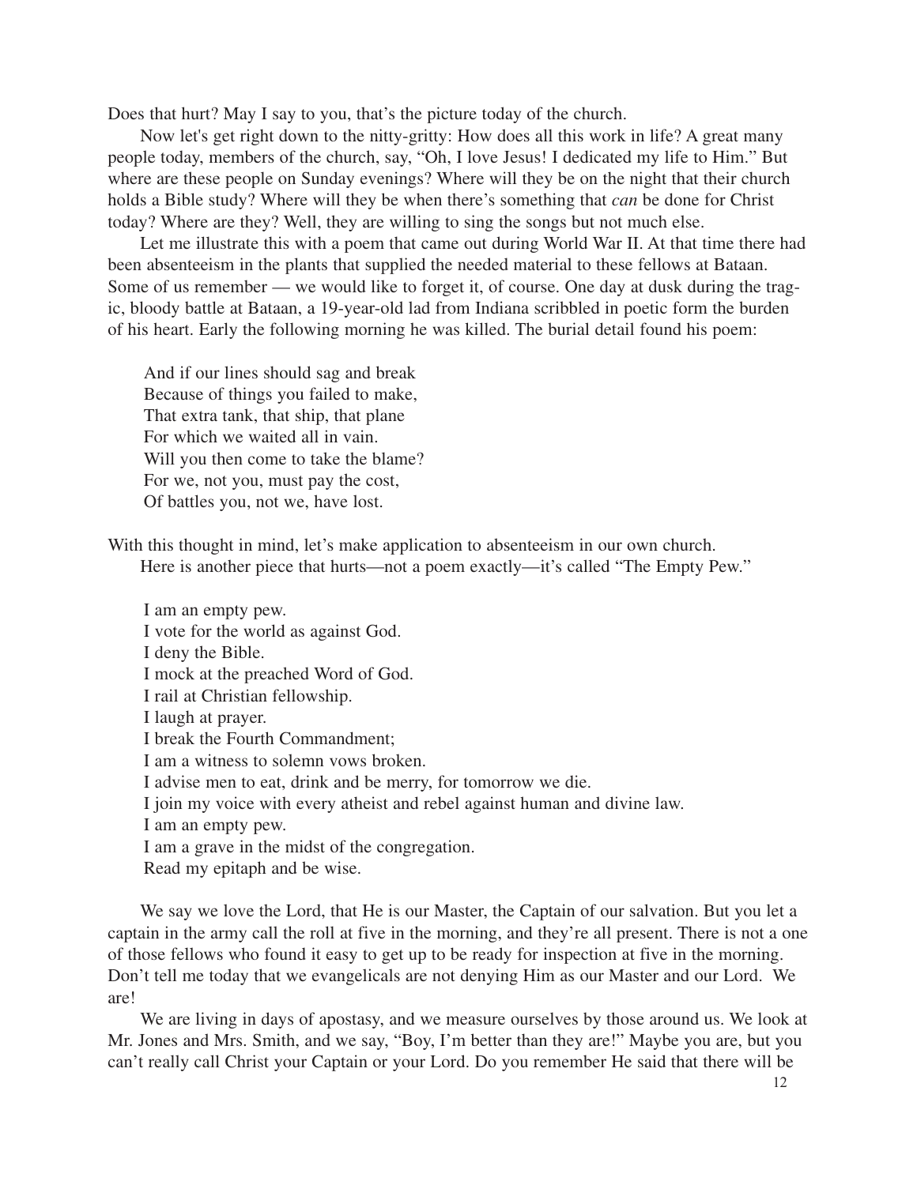Does that hurt? May I say to you, that's the picture today of the church.

Now let's get right down to the nitty-gritty: How does all this work in life? A great many people today, members of the church, say, "Oh, I love Jesus! I dedicated my life to Him." But where are these people on Sunday evenings? Where will they be on the night that their church holds a Bible study? Where will they be when there's something that *can* be done for Christ today? Where are they? Well, they are willing to sing the songs but not much else.

Let me illustrate this with a poem that came out during World War II. At that time there had been absenteeism in the plants that supplied the needed material to these fellows at Bataan. Some of us remember — we would like to forget it, of course. One day at dusk during the tragic, bloody battle at Bataan, a 19-year-old lad from Indiana scribbled in poetic form the burden of his heart. Early the following morning he was killed. The burial detail found his poem:

> And if our lines should sag and break
> Because of things you failed to make,
> That extra tank, that ship, that plane
> For which we waited all in vain.
> Will you then come to take the blame?
> For we, not you, must pay the cost,
> Of battles you, not we, have lost.

With this thought in mind, let's make application to absenteeism in our own church.

Here is another piece that hurts—not a poem exactly—it's called "The Empty Pew."

> I am an empty pew.
> I vote for the world as against God.
> I deny the Bible.
> I mock at the preached Word of God.
> I rail at Christian fellowship.
> I laugh at prayer.
> I break the Fourth Commandment;
> I am a witness to solemn vows broken.
> I advise men to eat, drink and be merry, for tomorrow we die.
> I join my voice with every atheist and rebel against human and divine law.
> I am an empty pew.
> I am a grave in the midst of the congregation.
> Read my epitaph and be wise.

We say we love the Lord, that He is our Master, the Captain of our salvation. But you let a captain in the army call the roll at five in the morning, and they're all present. There is not a one of those fellows who found it easy to get up to be ready for inspection at five in the morning. Don't tell me today that we evangelicals are not denying Him as our Master and our Lord. We are!

We are living in days of apostasy, and we measure ourselves by those around us. We look at Mr. Jones and Mrs. Smith, and we say, "Boy, I'm better than they are!" Maybe you are, but you can't really call Christ your Captain or your Lord. Do you remember He said that there will be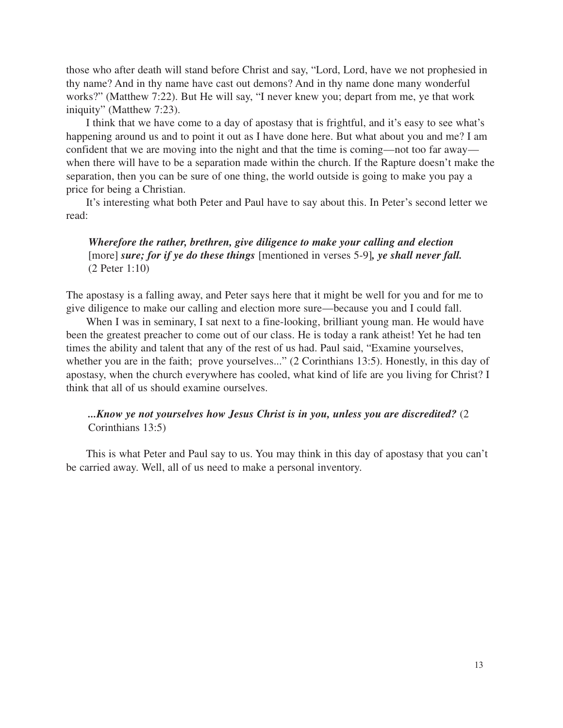those who after death will stand before Christ and say, “Lord, Lord, have we not prophesied in thy name? And in thy name have cast out demons? And in thy name done many wonderful works?” (Matthew 7:22). But He will say, “I never knew you; depart from me, ye that work iniquity” (Matthew 7:23).

I think that we have come to a day of apostasy that is frightful, and it’s easy to see what’s happening around us and to point it out as I have done here. But what about you and me? I am confident that we are moving into the night and that the time is coming—not too far away—when there will have to be a separation made within the church. If the Rapture doesn’t make the separation, then you can be sure of one thing, the world outside is going to make you pay a price for being a Christian.

It’s interesting what both Peter and Paul have to say about this. In Peter’s second letter we read:

> ***Wherefore the rather, brethren, give diligence to make your calling and election*** [more] ***sure; for if ye do these things*** [mentioned in verses 5-9]***, ye shall never fall.*** (2 Peter 1:10)

The apostasy is a falling away, and Peter says here that it might be well for you and for me to give diligence to make our calling and election more sure—because you and I could fall.

When I was in seminary, I sat next to a fine-looking, brilliant young man. He would have been the greatest preacher to come out of our class. He is today a rank atheist! Yet he had ten times the ability and talent that any of the rest of us had. Paul said, “Examine yourselves, whether you are in the faith; prove yourselves...” (2 Corinthians 13:5). Honestly, in this day of apostasy, when the church everywhere has cooled, what kind of life are you living for Christ? I think that all of us should examine ourselves.

> ***...Know ye not yourselves how Jesus Christ is in you, unless you are discredited?*** (2 Corinthians 13:5)

This is what Peter and Paul say to us. You may think in this day of apostasy that you can’t be carried away. Well, all of us need to make a personal inventory.